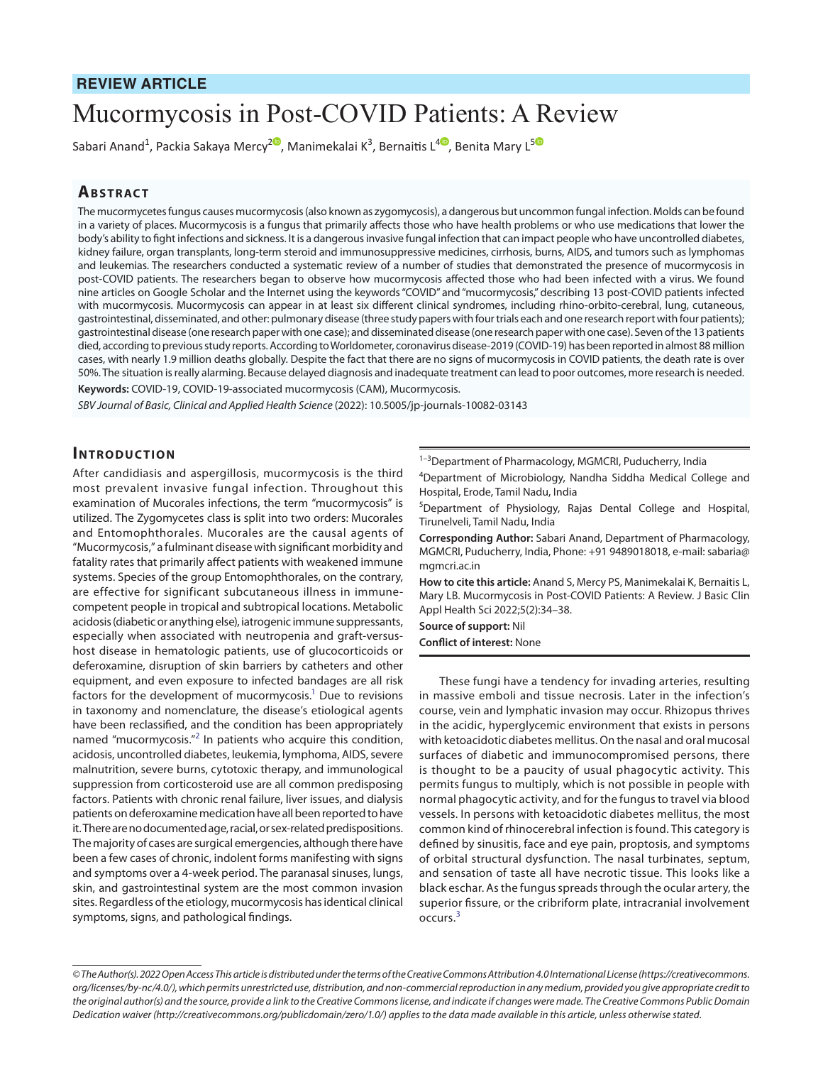**REVIEW ARTICLE**

# Mucormycosis in Post-COVID Patients: A Review

Sabari Anand[1], Packia Sakaya Mercy[2], Manimekalai K[3], Bernaitis L[4], Benita Mary L[5]

## Abstract

The mucormycetes fungus causes mucormycosis (also known as zygomycosis), a dangerous but uncommon fungal infection. Molds can be found in a variety of places. Mucormycosis is a fungus that primarily affects those who have health problems or who use medications that lower the body's ability to fight infections and sickness. It is a dangerous invasive fungal infection that can impact people who have uncontrolled diabetes, kidney failure, organ transplants, long-term steroid and immunosuppressive medicines, cirrhosis, burns, AIDS, and tumors such as lymphomas and leukemias. The researchers conducted a systematic review of a number of studies that demonstrated the presence of mucormycosis in post-COVID patients. The researchers began to observe how mucormycosis affected those who had been infected with a virus. We found nine articles on Google Scholar and the Internet using the keywords "COVID" and "mucormycosis," describing 13 post-COVID patients infected with mucormycosis. Mucormycosis can appear in at least six different clinical syndromes, including rhino-orbito-cerebral, lung, cutaneous, gastrointestinal, disseminated, and other: pulmonary disease (three study papers with four trials each and one research report with four patients); gastrointestinal disease (one research paper with one case); and disseminated disease (one research paper with one case). Seven of the 13 patients died, according to previous study reports. According to Worldometer, coronavirus disease-2019 (COVID-19) has been reported in almost 88 million cases, with nearly 1.9 million deaths globally. Despite the fact that there are no signs of mucormycosis in COVID patients, the death rate is over 50%. The situation is really alarming. Because delayed diagnosis and inadequate treatment can lead to poor outcomes, more research is needed.

**Keywords:** COVID-19, COVID-19-associated mucormycosis (CAM), Mucormycosis.

*SBV Journal of Basic, Clinical and Applied Health Science* (2022): 10.5005/jp-journals-10082-03143

## Introduction

After candidiasis and aspergillosis, mucormycosis is the third most prevalent invasive fungal infection. Throughout this examination of Mucorales infections, the term "mucormycosis" is utilized. The Zygomycetes class is split into two orders: Mucorales and Entomophthorales. Mucorales are the causal agents of "Mucormycosis," a fulminant disease with significant morbidity and fatality rates that primarily affect patients with weakened immune systems. Species of the group Entomophthorales, on the contrary, are effective for significant subcutaneous illness in immune-competent people in tropical and subtropical locations. Metabolic acidosis (diabetic or anything else), iatrogenic immune suppressants, especially when associated with neutropenia and graft-versus-host disease in hematologic patients, use of glucocorticoids or deferoxamine, disruption of skin barriers by catheters and other equipment, and even exposure to infected bandages are all risk factors for the development of mucormycosis.[1] Due to revisions in taxonomy and nomenclature, the disease's etiological agents have been reclassified, and the condition has been appropriately named "mucormycosis."[2] In patients who acquire this condition, acidosis, uncontrolled diabetes, leukemia, lymphoma, AIDS, severe malnutrition, severe burns, cytotoxic therapy, and immunological suppression from corticosteroid use are all common predisposing factors. Patients with chronic renal failure, liver issues, and dialysis patients on deferoxamine medication have all been reported to have it. There are no documented age, racial, or sex-related predispositions. The majority of cases are surgical emergencies, although there have been a few cases of chronic, indolent forms manifesting with signs and symptoms over a 4-week period. The paranasal sinuses, lungs, skin, and gastrointestinal system are the most common invasion sites. Regardless of the etiology, mucormycosis has identical clinical symptoms, signs, and pathological findings.

These fungi have a tendency for invading arteries, resulting in massive emboli and tissue necrosis. Later in the infection's course, vein and lymphatic invasion may occur. Rhizopus thrives in the acidic, hyperglycemic environment that exists in persons with ketoacidotic diabetes mellitus. On the nasal and oral mucosal surfaces of diabetic and immunocompromised persons, there is thought to be a paucity of usual phagocytic activity. This permits fungus to multiply, which is not possible in people with normal phagocytic activity, and for the fungus to travel via blood vessels. In persons with ketoacidotic diabetes mellitus, the most common kind of rhinocerebral infection is found. This category is defined by sinusitis, face and eye pain, proptosis, and symptoms of orbital structural dysfunction. The nasal turbinates, septum, and sensation of taste all have necrotic tissue. This looks like a black eschar. As the fungus spreads through the ocular artery, the superior fissure, or the cribriform plate, intracranial involvement occurs.[3]

[1–3]Department of Pharmacology, MGMCRI, Puducherry, India

[4]Department of Microbiology, Nandha Siddha Medical College and Hospital, Erode, Tamil Nadu, India

[5]Department of Physiology, Rajas Dental College and Hospital, Tirunelveli, Tamil Nadu, India

**Corresponding Author:** Sabari Anand, Department of Pharmacology, MGMCRI, Puducherry, India, Phone: +91 9489018018, e-mail: sabaria@mgmcri.ac.in

**How to cite this article:** Anand S, Mercy PS, Manimekalai K, Bernaitis L, Mary LB. Mucormycosis in Post-COVID Patients: A Review. J Basic Clin Appl Health Sci 2022;5(2):34–38.

**Source of support:** Nil

**Conflict of interest:** None

*© The Author(s). 2022 Open Access This article is distributed under the terms of the Creative Commons Attribution 4.0 International License (https://creativecommons.org/licenses/by-nc/4.0/), which permits unrestricted use, distribution, and non-commercial reproduction in any medium, provided you give appropriate credit to the original author(s) and the source, provide a link to the Creative Commons license, and indicate if changes were made. The Creative Commons Public Domain Dedication waiver (http://creativecommons.org/publicdomain/zero/1.0/) applies to the data made available in this article, unless otherwise stated.*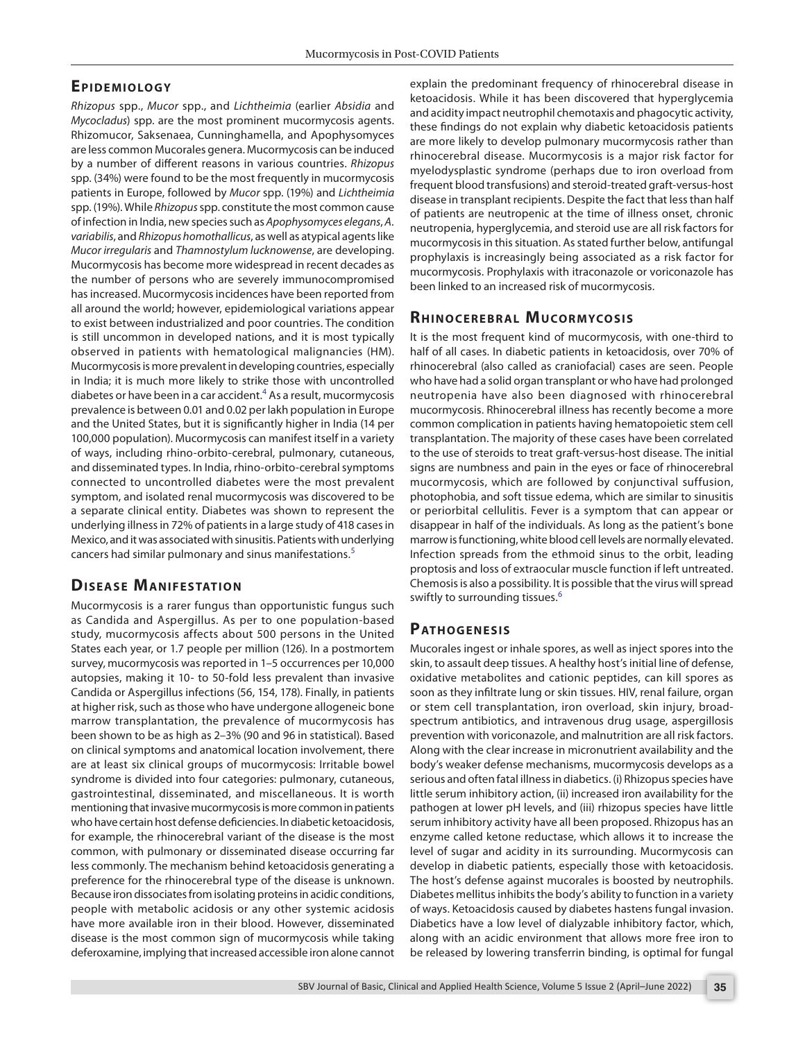## Epidemiology

*Rhizopus* spp., *Mucor* spp., and *Lichtheimia* (earlier *Absidia* and *Mycocladus*) spp. are the most prominent mucormycosis agents. Rhizomucor, Saksenaea, Cunninghamella, and Apophysomyces are less common Mucorales genera. Mucormycosis can be induced by a number of different reasons in various countries. *Rhizopus* spp. (34%) were found to be the most frequently in mucormycosis patients in Europe, followed by *Mucor* spp. (19%) and *Lichtheimia* spp. (19%). While *Rhizopus* spp. constitute the most common cause of infection in India, new species such as *Apophysomyces elegans*, *A. variabilis*, and *Rhizopus homothallicus*, as well as atypical agents like *Mucor irregularis* and *Thamnostylum lucknowense*, are developing. Mucormycosis has become more widespread in recent decades as the number of persons who are severely immunocompromised has increased. Mucormycosis incidences have been reported from all around the world; however, epidemiological variations appear to exist between industrialized and poor countries. The condition is still uncommon in developed nations, and it is most typically observed in patients with hematological malignancies (HM). Mucormycosis is more prevalent in developing countries, especially in India; it is much more likely to strike those with uncontrolled diabetes or have been in a car accident.[4] As a result, mucormycosis prevalence is between 0.01 and 0.02 per lakh population in Europe and the United States, but it is significantly higher in India (14 per 100,000 population). Mucormycosis can manifest itself in a variety of ways, including rhino-orbito-cerebral, pulmonary, cutaneous, and disseminated types. In India, rhino-orbito-cerebral symptoms connected to uncontrolled diabetes were the most prevalent symptom, and isolated renal mucormycosis was discovered to be a separate clinical entity. Diabetes was shown to represent the underlying illness in 72% of patients in a large study of 418 cases in Mexico, and it was associated with sinusitis. Patients with underlying cancers had similar pulmonary and sinus manifestations.[5]

## Disease Manifestation

Mucormycosis is a rarer fungus than opportunistic fungus such as Candida and Aspergillus. As per to one population-based study, mucormycosis affects about 500 persons in the United States each year, or 1.7 people per million (126). In a postmortem survey, mucormycosis was reported in 1–5 occurrences per 10,000 autopsies, making it 10- to 50-fold less prevalent than invasive Candida or Aspergillus infections (56, 154, 178). Finally, in patients at higher risk, such as those who have undergone allogeneic bone marrow transplantation, the prevalence of mucormycosis has been shown to be as high as 2–3% (90 and 96 in statistical). Based on clinical symptoms and anatomical location involvement, there are at least six clinical groups of mucormycosis: Irritable bowel syndrome is divided into four categories: pulmonary, cutaneous, gastrointestinal, disseminated, and miscellaneous. It is worth mentioning that invasive mucormycosis is more common in patients who have certain host defense deficiencies. In diabetic ketoacidosis, for example, the rhinocerebral variant of the disease is the most common, with pulmonary or disseminated disease occurring far less commonly. The mechanism behind ketoacidosis generating a preference for the rhinocerebral type of the disease is unknown. Because iron dissociates from isolating proteins in acidic conditions, people with metabolic acidosis or any other systemic acidosis have more available iron in their blood. However, disseminated disease is the most common sign of mucormycosis while taking deferoxamine, implying that increased accessible iron alone cannot explain the predominant frequency of rhinocerebral disease in ketoacidosis. While it has been discovered that hyperglycemia and acidity impact neutrophil chemotaxis and phagocytic activity, these findings do not explain why diabetic ketoacidosis patients are more likely to develop pulmonary mucormycosis rather than rhinocerebral disease. Mucormycosis is a major risk factor for myelodysplastic syndrome (perhaps due to iron overload from frequent blood transfusions) and steroid-treated graft-versus-host disease in transplant recipients. Despite the fact that less than half of patients are neutropenic at the time of illness onset, chronic neutropenia, hyperglycemia, and steroid use are all risk factors for mucormycosis in this situation. As stated further below, antifungal prophylaxis is increasingly being associated as a risk factor for mucormycosis. Prophylaxis with itraconazole or voriconazole has been linked to an increased risk of mucormycosis.

## Rhinocerebral Mucormycosis

It is the most frequent kind of mucormycosis, with one-third to half of all cases. In diabetic patients in ketoacidosis, over 70% of rhinocerebral (also called as craniofacial) cases are seen. People who have had a solid organ transplant or who have had prolonged neutropenia have also been diagnosed with rhinocerebral mucormycosis. Rhinocerebral illness has recently become a more common complication in patients having hematopoietic stem cell transplantation. The majority of these cases have been correlated to the use of steroids to treat graft-versus-host disease. The initial signs are numbness and pain in the eyes or face of rhinocerebral mucormycosis, which are followed by conjunctival suffusion, photophobia, and soft tissue edema, which are similar to sinusitis or periorbital cellulitis. Fever is a symptom that can appear or disappear in half of the individuals. As long as the patient's bone marrow is functioning, white blood cell levels are normally elevated. Infection spreads from the ethmoid sinus to the orbit, leading proptosis and loss of extraocular muscle function if left untreated. Chemosis is also a possibility. It is possible that the virus will spread swiftly to surrounding tissues.[6]

## Pathogenesis

Mucorales ingest or inhale spores, as well as inject spores into the skin, to assault deep tissues. A healthy host's initial line of defense, oxidative metabolites and cationic peptides, can kill spores as soon as they infiltrate lung or skin tissues. HIV, renal failure, organ or stem cell transplantation, iron overload, skin injury, broad-spectrum antibiotics, and intravenous drug usage, aspergillosis prevention with voriconazole, and malnutrition are all risk factors. Along with the clear increase in micronutrient availability and the body's weaker defense mechanisms, mucormycosis develops as a serious and often fatal illness in diabetics. (i) Rhizopus species have little serum inhibitory action, (ii) increased iron availability for the pathogen at lower pH levels, and (iii) rhizopus species have little serum inhibitory activity have all been proposed. Rhizopus has an enzyme called ketone reductase, which allows it to increase the level of sugar and acidity in its surrounding. Mucormycosis can develop in diabetic patients, especially those with ketoacidosis. The host's defense against mucorales is boosted by neutrophils. Diabetes mellitus inhibits the body's ability to function in a variety of ways. Ketoacidosis caused by diabetes hastens fungal invasion. Diabetics have a low level of dialyzable inhibitory factor, which, along with an acidic environment that allows more free iron to be released by lowering transferrin binding, is optimal for fungal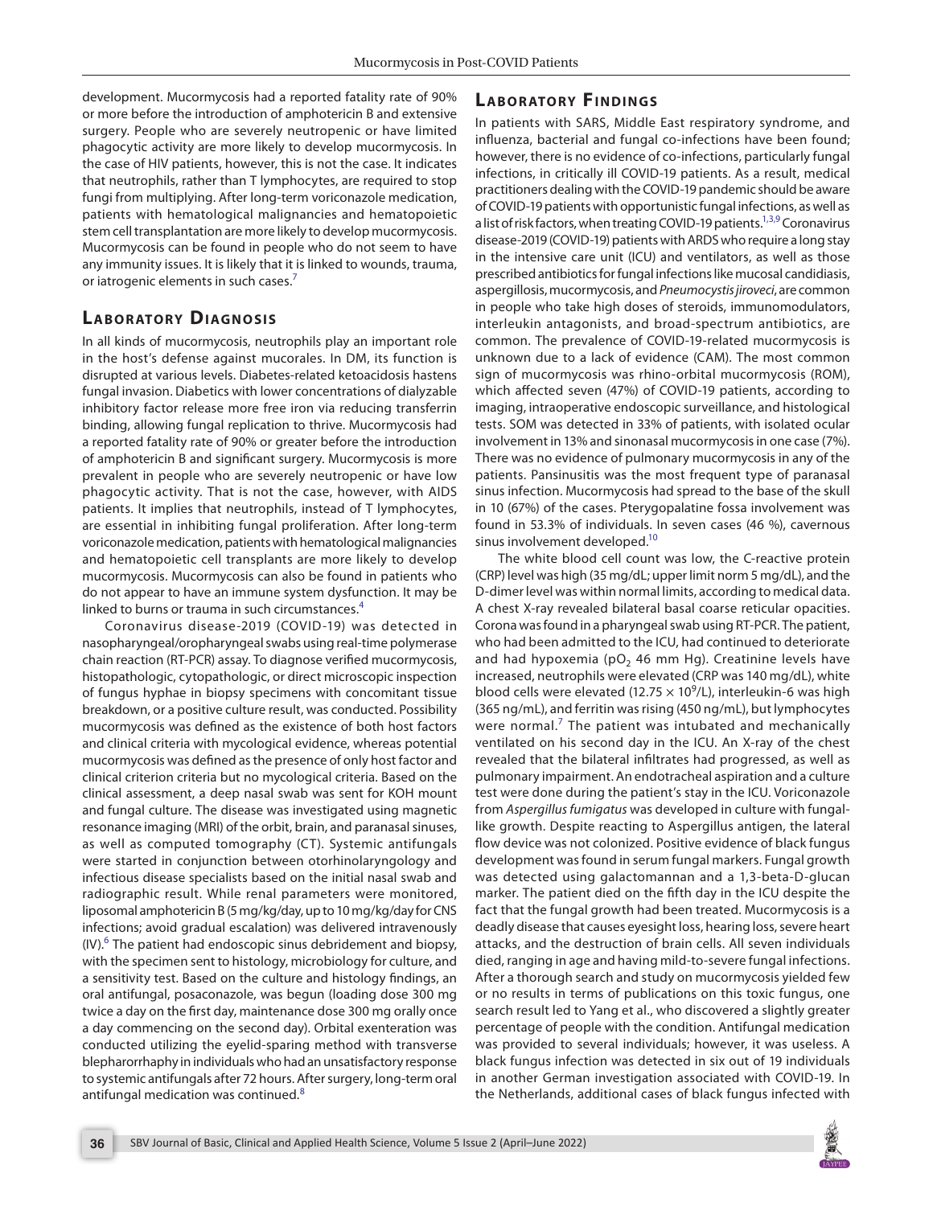development. Mucormycosis had a reported fatality rate of 90% or more before the introduction of amphotericin B and extensive surgery. People who are severely neutropenic or have limited phagocytic activity are more likely to develop mucormycosis. In the case of HIV patients, however, this is not the case. It indicates that neutrophils, rather than T lymphocytes, are required to stop fungi from multiplying. After long-term voriconazole medication, patients with hematological malignancies and hematopoietic stem cell transplantation are more likely to develop mucormycosis. Mucormycosis can be found in people who do not seem to have any immunity issues. It is likely that it is linked to wounds, trauma, or iatrogenic elements in such cases.[7]

## Laboratory Diagnosis

In all kinds of mucormycosis, neutrophils play an important role in the host's defense against mucorales. In DM, its function is disrupted at various levels. Diabetes-related ketoacidosis hastens fungal invasion. Diabetics with lower concentrations of dialyzable inhibitory factor release more free iron via reducing transferrin binding, allowing fungal replication to thrive. Mucormycosis had a reported fatality rate of 90% or greater before the introduction of amphotericin B and significant surgery. Mucormycosis is more prevalent in people who are severely neutropenic or have low phagocytic activity. That is not the case, however, with AIDS patients. It implies that neutrophils, instead of T lymphocytes, are essential in inhibiting fungal proliferation. After long-term voriconazole medication, patients with hematological malignancies and hematopoietic cell transplants are more likely to develop mucormycosis. Mucormycosis can also be found in patients who do not appear to have an immune system dysfunction. It may be linked to burns or trauma in such circumstances.[4]

Coronavirus disease-2019 (COVID-19) was detected in nasopharyngeal/oropharyngeal swabs using real-time polymerase chain reaction (RT-PCR) assay. To diagnose verified mucormycosis, histopathologic, cytopathologic, or direct microscopic inspection of fungus hyphae in biopsy specimens with concomitant tissue breakdown, or a positive culture result, was conducted. Possibility mucormycosis was defined as the existence of both host factors and clinical criteria with mycological evidence, whereas potential mucormycosis was defined as the presence of only host factor and clinical criterion criteria but no mycological criteria. Based on the clinical assessment, a deep nasal swab was sent for KOH mount and fungal culture. The disease was investigated using magnetic resonance imaging (MRI) of the orbit, brain, and paranasal sinuses, as well as computed tomography (CT). Systemic antifungals were started in conjunction between otorhinolaryngology and infectious disease specialists based on the initial nasal swab and radiographic result. While renal parameters were monitored, liposomal amphotericin B (5 mg/kg/day, up to 10 mg/kg/day for CNS infections; avoid gradual escalation) was delivered intravenously (IV).[6] The patient had endoscopic sinus debridement and biopsy, with the specimen sent to histology, microbiology for culture, and a sensitivity test. Based on the culture and histology findings, an oral antifungal, posaconazole, was begun (loading dose 300 mg twice a day on the first day, maintenance dose 300 mg orally once a day commencing on the second day). Orbital exenteration was conducted utilizing the eyelid-sparing method with transverse blepharorrhaphy in individuals who had an unsatisfactory response to systemic antifungals after 72 hours. After surgery, long-term oral antifungal medication was continued.[8]

## Laboratory Findings

In patients with SARS, Middle East respiratory syndrome, and influenza, bacterial and fungal co-infections have been found; however, there is no evidence of co-infections, particularly fungal infections, in critically ill COVID-19 patients. As a result, medical practitioners dealing with the COVID-19 pandemic should be aware of COVID-19 patients with opportunistic fungal infections, as well as a list of risk factors, when treating COVID-19 patients.[1,3,9] Coronavirus disease-2019 (COVID-19) patients with ARDS who require a long stay in the intensive care unit (ICU) and ventilators, as well as those prescribed antibiotics for fungal infections like mucosal candidiasis, aspergillosis, mucormycosis, and *Pneumocystis jiroveci*, are common in people who take high doses of steroids, immunomodulators, interleukin antagonists, and broad-spectrum antibiotics, are common. The prevalence of COVID-19-related mucormycosis is unknown due to a lack of evidence (CAM). The most common sign of mucormycosis was rhino-orbital mucormycosis (ROM), which affected seven (47%) of COVID-19 patients, according to imaging, intraoperative endoscopic surveillance, and histological tests. SOM was detected in 33% of patients, with isolated ocular involvement in 13% and sinonasal mucormycosis in one case (7%). There was no evidence of pulmonary mucormycosis in any of the patients. Pansinusitis was the most frequent type of paranasal sinus infection. Mucormycosis had spread to the base of the skull in 10 (67%) of the cases. Pterygopalatine fossa involvement was found in 53.3% of individuals. In seven cases (46 %), cavernous sinus involvement developed.[10]

The white blood cell count was low, the C-reactive protein (CRP) level was high (35 mg/dL; upper limit norm 5 mg/dL), and the D-dimer level was within normal limits, according to medical data. A chest X-ray revealed bilateral basal coarse reticular opacities. Corona was found in a pharyngeal swab using RT-PCR. The patient, who had been admitted to the ICU, had continued to deteriorate and had hypoxemia ($pO_2$ 46 mm Hg). Creatinine levels have increased, neutrophils were elevated (CRP was 140 mg/dL), white blood cells were elevated ($12.75 \times 10^9$/L), interleukin-6 was high (365 ng/mL), and ferritin was rising (450 ng/mL), but lymphocytes were normal.[7] The patient was intubated and mechanically ventilated on his second day in the ICU. An X-ray of the chest revealed that the bilateral infiltrates had progressed, as well as pulmonary impairment. An endotracheal aspiration and a culture test were done during the patient's stay in the ICU. Voriconazole from *Aspergillus fumigatus* was developed in culture with fungal-like growth. Despite reacting to Aspergillus antigen, the lateral flow device was not colonized. Positive evidence of black fungus development was found in serum fungal markers. Fungal growth was detected using galactomannan and a 1,3-beta-D-glucan marker. The patient died on the fifth day in the ICU despite the fact that the fungal growth had been treated. Mucormycosis is a deadly disease that causes eyesight loss, hearing loss, severe heart attacks, and the destruction of brain cells. All seven individuals died, ranging in age and having mild-to-severe fungal infections. After a thorough search and study on mucormycosis yielded few or no results in terms of publications on this toxic fungus, one search result led to Yang et al., who discovered a slightly greater percentage of people with the condition. Antifungal medication was provided to several individuals; however, it was useless. A black fungus infection was detected in six out of 19 individuals in another German investigation associated with COVID-19. In the Netherlands, additional cases of black fungus infected with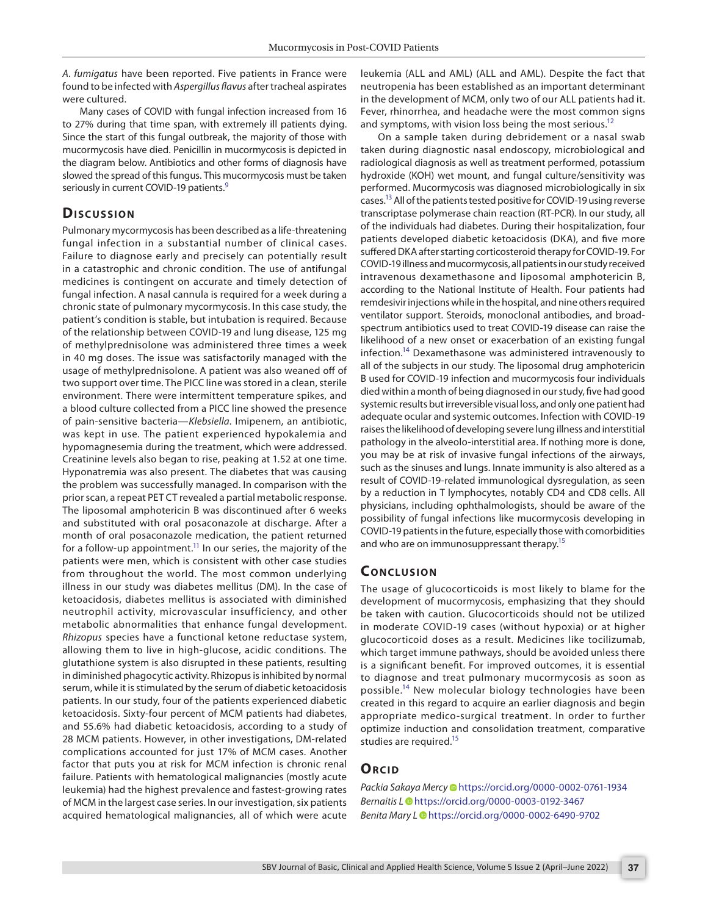*A. fumigatus* have been reported. Five patients in France were found to be infected with *Aspergillus flavus* after tracheal aspirates were cultured.

Many cases of COVID with fungal infection increased from 16 to 27% during that time span, with extremely ill patients dying. Since the start of this fungal outbreak, the majority of those with mucormycosis have died. Penicillin in mucormycosis is depicted in the diagram below. Antibiotics and other forms of diagnosis have slowed the spread of this fungus. This mucormycosis must be taken seriously in current COVID-19 patients.[9]

## Discussion

Pulmonary mycormycosis has been described as a life-threatening fungal infection in a substantial number of clinical cases. Failure to diagnose early and precisely can potentially result in a catastrophic and chronic condition. The use of antifungal medicines is contingent on accurate and timely detection of fungal infection. A nasal cannula is required for a week during a chronic state of pulmonary mycormycosis. In this case study, the patient's condition is stable, but intubation is required. Because of the relationship between COVID-19 and lung disease, 125 mg of methylprednisolone was administered three times a week in 40 mg doses. The issue was satisfactorily managed with the usage of methylprednisolone. A patient was also weaned off of two support over time. The PICC line was stored in a clean, sterile environment. There were intermittent temperature spikes, and a blood culture collected from a PICC line showed the presence of pain-sensitive bacteria—*Klebsiella*. Imipenem, an antibiotic, was kept in use. The patient experienced hypokalemia and hypomagnesemia during the treatment, which were addressed. Creatinine levels also began to rise, peaking at 1.52 at one time. Hyponatremia was also present. The diabetes that was causing the problem was successfully managed. In comparison with the prior scan, a repeat PET CT revealed a partial metabolic response. The liposomal amphotericin B was discontinued after 6 weeks and substituted with oral posaconazole at discharge. After a month of oral posaconazole medication, the patient returned for a follow-up appointment.[11] In our series, the majority of the patients were men, which is consistent with other case studies from throughout the world. The most common underlying illness in our study was diabetes mellitus (DM). In the case of ketoacidosis, diabetes mellitus is associated with diminished neutrophil activity, microvascular insufficiency, and other metabolic abnormalities that enhance fungal development. *Rhizopus* species have a functional ketone reductase system, allowing them to live in high-glucose, acidic conditions. The glutathione system is also disrupted in these patients, resulting in diminished phagocytic activity. Rhizopus is inhibited by normal serum, while it is stimulated by the serum of diabetic ketoacidosis patients. In our study, four of the patients experienced diabetic ketoacidosis. Sixty-four percent of MCM patients had diabetes, and 55.6% had diabetic ketoacidosis, according to a study of 28 MCM patients. However, in other investigations, DM-related complications accounted for just 17% of MCM cases. Another factor that puts you at risk for MCM infection is chronic renal failure. Patients with hematological malignancies (mostly acute leukemia) had the highest prevalence and fastest-growing rates of MCM in the largest case series. In our investigation, six patients acquired hematological malignancies, all of which were acute leukemia (ALL and AML) (ALL and AML). Despite the fact that neutropenia has been established as an important determinant in the development of MCM, only two of our ALL patients had it. Fever, rhinorrhea, and headache were the most common signs and symptoms, with vision loss being the most serious.[12]

On a sample taken during debridement or a nasal swab taken during diagnostic nasal endoscopy, microbiological and radiological diagnosis as well as treatment performed, potassium hydroxide (KOH) wet mount, and fungal culture/sensitivity was performed. Mucormycosis was diagnosed microbiologically in six cases.[13] All of the patients tested positive for COVID-19 using reverse transcriptase polymerase chain reaction (RT-PCR). In our study, all of the individuals had diabetes. During their hospitalization, four patients developed diabetic ketoacidosis (DKA), and five more suffered DKA after starting corticosteroid therapy for COVID-19. For COVID-19 illness and mucormycosis, all patients in our study received intravenous dexamethasone and liposomal amphotericin B, according to the National Institute of Health. Four patients had remdesivir injections while in the hospital, and nine others required ventilator support. Steroids, monoclonal antibodies, and broad-spectrum antibiotics used to treat COVID-19 disease can raise the likelihood of a new onset or exacerbation of an existing fungal infection.[14] Dexamethasone was administered intravenously to all of the subjects in our study. The liposomal drug amphotericin B used for COVID-19 infection and mucormycosis four individuals died within a month of being diagnosed in our study, five had good systemic results but irreversible visual loss, and only one patient had adequate ocular and systemic outcomes. Infection with COVID-19 raises the likelihood of developing severe lung illness and interstitial pathology in the alveolo-interstitial area. If nothing more is done, you may be at risk of invasive fungal infections of the airways, such as the sinuses and lungs. Innate immunity is also altered as a result of COVID-19-related immunological dysregulation, as seen by a reduction in T lymphocytes, notably CD4 and CD8 cells. All physicians, including ophthalmologists, should be aware of the possibility of fungal infections like mucormycosis developing in COVID-19 patients in the future, especially those with comorbidities and who are on immunosuppressant therapy.[15]

## Conclusion

The usage of glucocorticoids is most likely to blame for the development of mucormycosis, emphasizing that they should be taken with caution. Glucocorticoids should not be utilized in moderate COVID-19 cases (without hypoxia) or at higher glucocorticoid doses as a result. Medicines like tocilizumab, which target immune pathways, should be avoided unless there is a significant benefit. For improved outcomes, it is essential to diagnose and treat pulmonary mucormycosis as soon as possible.[14] New molecular biology technologies have been created in this regard to acquire an earlier diagnosis and begin appropriate medico-surgical treatment. In order to further optimize induction and consolidation treatment, comparative studies are required.[15]

## Orcid

*Packia Sakaya Mercy* https://orcid.org/0000-0002-0761-1934
*Bernaitis L* https://orcid.org/0000-0003-0192-3467
*Benita Mary L* https://orcid.org/0000-0002-6490-9702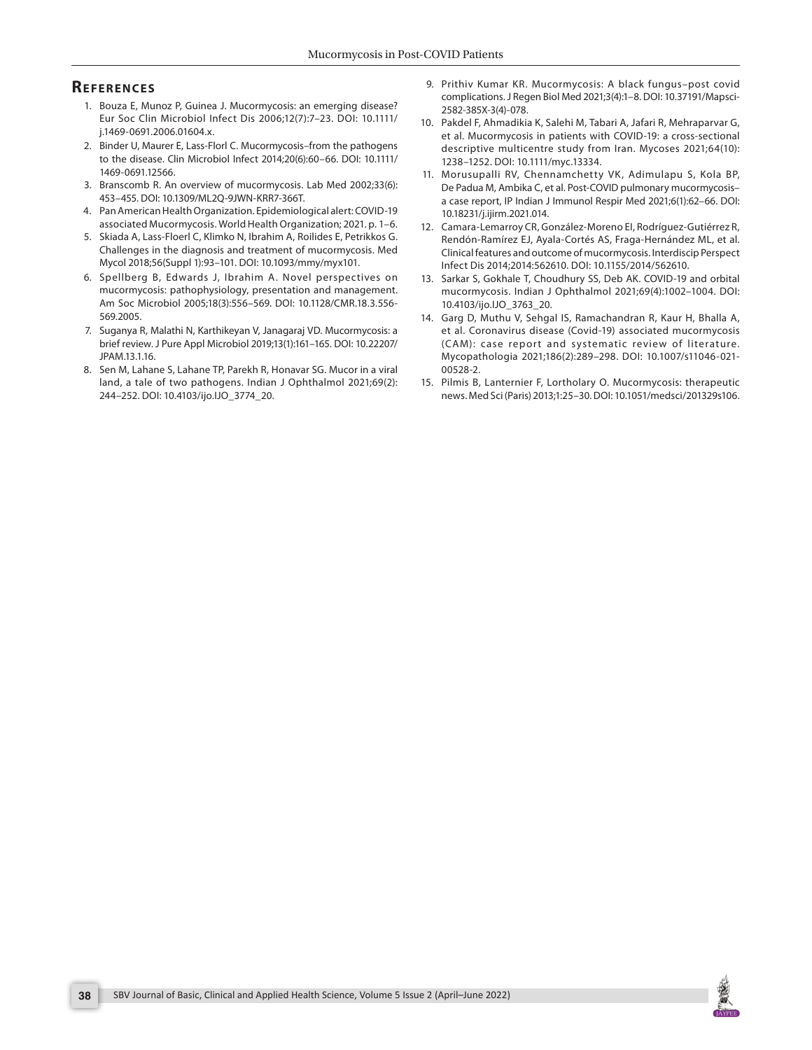## References

1. Bouza E, Munoz P, Guinea J. Mucormycosis: an emerging disease? Eur Soc Clin Microbiol Infect Dis 2006;12(7):7–23. DOI: 10.1111/j.1469-0691.2006.01604.x.
2. Binder U, Maurer E, Lass-Florl C. Mucormycosis–from the pathogens to the disease. Clin Microbiol Infect 2014;20(6):60–66. DOI: 10.1111/1469-0691.12566.
3. Branscomb R. An overview of mucormycosis. Lab Med 2002;33(6): 453–455. DOI: 10.1309/ML2Q-9JWN-KRR7-366T.
4. Pan American Health Organization. Epidemiological alert: COVID-19 associated Mucormycosis. World Health Organization; 2021. p. 1–6.
5. Skiada A, Lass-Floerl C, Klimko N, Ibrahim A, Roilides E, Petrikkos G. Challenges in the diagnosis and treatment of mucormycosis. Med Mycol 2018;56(Suppl 1):93–101. DOI: 10.1093/mmy/myx101.
6. Spellberg B, Edwards J, Ibrahim A. Novel perspectives on mucormycosis: pathophysiology, presentation and management. Am Soc Microbiol 2005;18(3):556–569. DOI: 10.1128/CMR.18.3.556-569.2005.
7. Suganya R, Malathi N, Karthikeyan V, Janagaraj VD. Mucormycosis: a brief review. J Pure Appl Microbiol 2019;13(1):161–165. DOI: 10.22207/JPAM.13.1.16.
8. Sen M, Lahane S, Lahane TP, Parekh R, Honavar SG. Mucor in a viral land, a tale of two pathogens. Indian J Ophthalmol 2021;69(2): 244–252. DOI: 10.4103/ijo.IJO_3774_20.
9. Prithiv Kumar KR. Mucormycosis: A black fungus–post covid complications. J Regen Biol Med 2021;3(4):1–8. DOI: 10.37191/Mapsci-2582-385X-3(4)-078.
10. Pakdel F, Ahmadikia K, Salehi M, Tabari A, Jafari R, Mehraparvar G, et al. Mucormycosis in patients with COVID-19: a cross-sectional descriptive multicentre study from Iran. Mycoses 2021;64(10): 1238–1252. DOI: 10.1111/myc.13334.
11. Morusupalli RV, Chennamchetty VK, Adimulapu S, Kola BP, De Padua M, Ambika C, et al. Post-COVID pulmonary mucormycosis–a case report, IP Indian J Immunol Respir Med 2021;6(1):62–66. DOI: 10.18231/j.ijirm.2021.014.
12. Camara-Lemarroy CR, González-Moreno EI, Rodríguez-Gutiérrez R, Rendón-Ramírez EJ, Ayala-Cortés AS, Fraga-Hernández ML, et al. Clinical features and outcome of mucormycosis. Interdiscip Perspect Infect Dis 2014;2014:562610. DOI: 10.1155/2014/562610.
13. Sarkar S, Gokhale T, Choudhury SS, Deb AK. COVID-19 and orbital mucormycosis. Indian J Ophthalmol 2021;69(4):1002–1004. DOI: 10.4103/ijo.IJO_3763_20.
14. Garg D, Muthu V, Sehgal IS, Ramachandran R, Kaur H, Bhalla A, et al. Coronavirus disease (Covid-19) associated mucormycosis (CAM): case report and systematic review of literature. Mycopathologia 2021;186(2):289–298. DOI: 10.1007/s11046-021-00528-2.
15. Pilmis B, Lanternier F, Lortholary O. Mucormycosis: therapeutic news. Med Sci (Paris) 2013;1:25–30. DOI: 10.1051/medsci/201329s106.